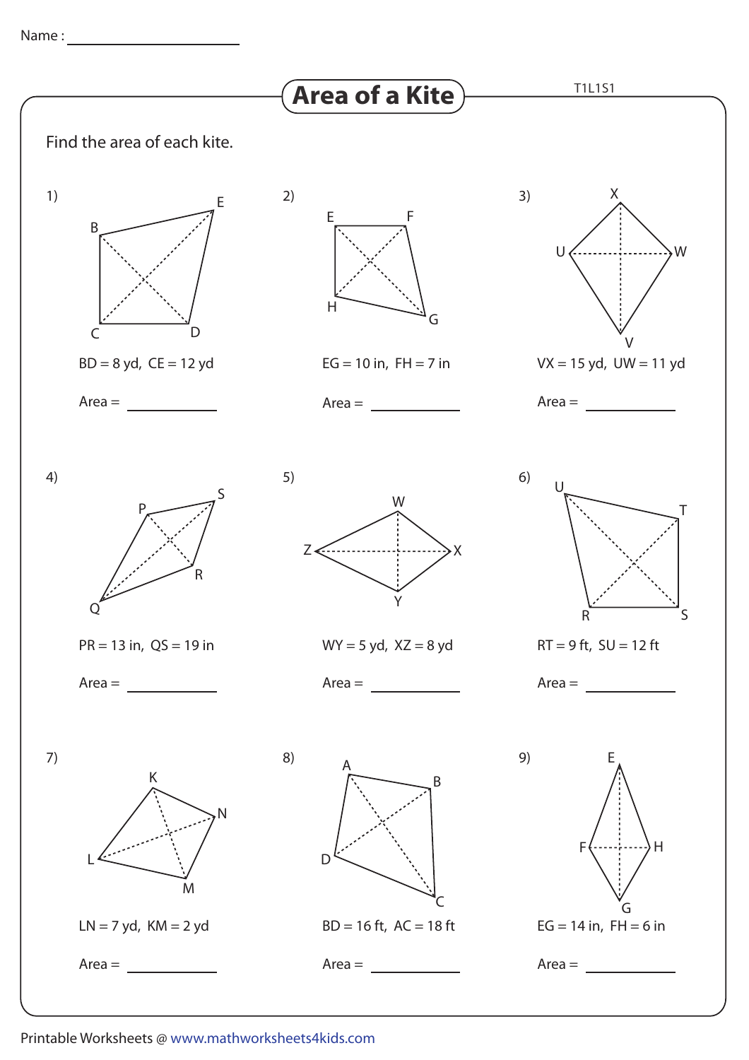Name : ____________________

# Area of a Kite

T1L1S1

Find the area of each kite.

1) BD = 8 yd, CE = 12 yd

Area = __________

2) EG = 10 in, FH = 7 in

Area = __________

3) VX = 15 yd, UW = 11 yd

Area = __________

4) PR = 13 in, QS = 19 in

Area = __________

5) WY = 5 yd, XZ = 8 yd

Area = __________

6) RT = 9 ft, SU = 12 ft

Area = __________

7) LN = 7 yd, KM = 2 yd

Area = __________

8) BD = 16 ft, AC = 18 ft

Area = __________

9) EG = 14 in, FH = 6 in

Area = __________

Printable Worksheets @ www.mathworksheets4kids.com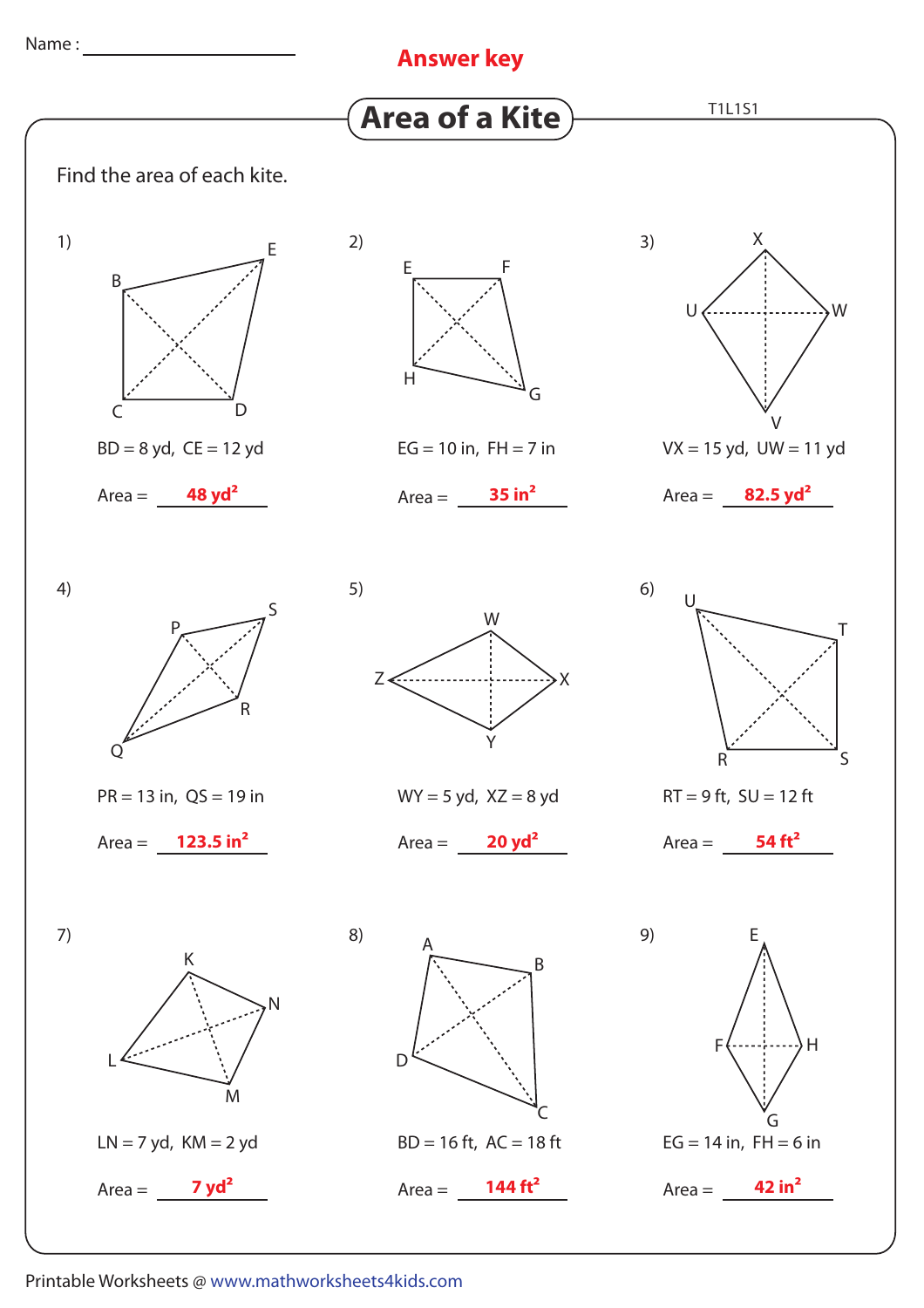Name : ____________________

**Answer key**

# Area of a Kite

T1L1S1

Find the area of each kite.

1) BD = 8 yd, CE = 12 yd

Area = **48 yd²**

2) EG = 10 in, FH = 7 in

Area = **35 in²**

3) VX = 15 yd, UW = 11 yd

Area = **82.5 yd²**

4) PR = 13 in, QS = 19 in

Area = **123.5 in²**

5) WY = 5 yd, XZ = 8 yd

Area = **20 yd²**

6) RT = 9 ft, SU = 12 ft

Area = **54 ft²**

7) LN = 7 yd, KM = 2 yd

Area = **7 yd²**

8) BD = 16 ft, AC = 18 ft

Area = **144 ft²**

9) EG = 14 in, FH = 6 in

Area = **42 in²**

Printable Worksheets @ www.mathworksheets4kids.com